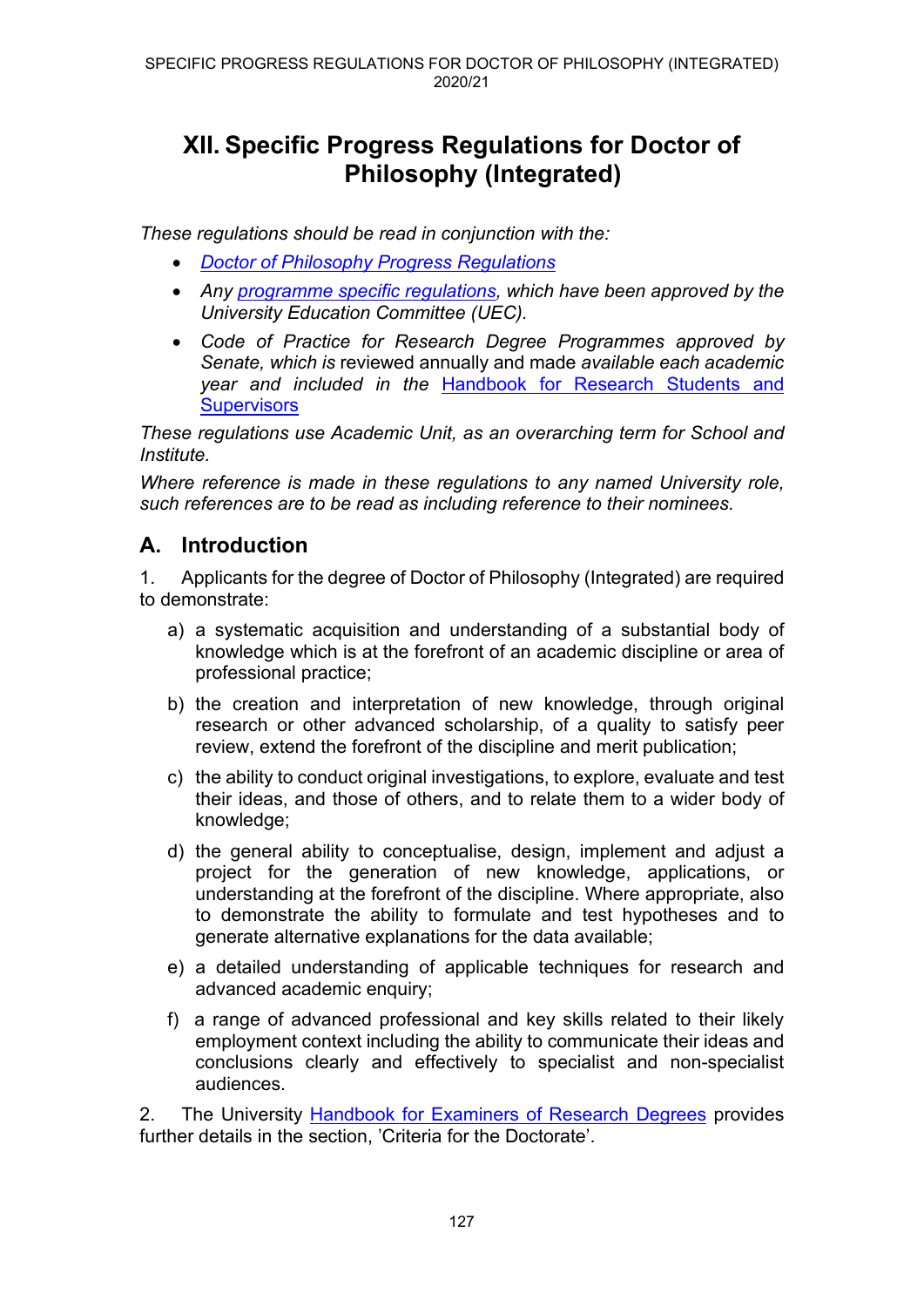# XII. Specific Progress Regulations for Doctor of Philosophy (Integrated)

*These regulations should be read in conjunction with the:*

- *Doctor of Philosophy Progress Regulations*
- *Any programme specific regulations, which have been approved by the University Education Committee (UEC).*
- *Code of Practice for Research Degree Programmes approved by Senate, which is* reviewed annually and made *available each academic year and included in the* Handbook for Research Students and Supervisors

*These regulations use Academic Unit, as an overarching term for School and Institute.*

*Where reference is made in these regulations to any named University role, such references are to be read as including reference to their nominees.*

## A. Introduction

1. Applicants for the degree of Doctor of Philosophy (Integrated) are required to demonstrate:

   a) a systematic acquisition and understanding of a substantial body of knowledge which is at the forefront of an academic discipline or area of professional practice;

   b) the creation and interpretation of new knowledge, through original research or other advanced scholarship, of a quality to satisfy peer review, extend the forefront of the discipline and merit publication;

   c) the ability to conduct original investigations, to explore, evaluate and test their ideas, and those of others, and to relate them to a wider body of knowledge;

   d) the general ability to conceptualise, design, implement and adjust a project for the generation of new knowledge, applications, or understanding at the forefront of the discipline. Where appropriate, also to demonstrate the ability to formulate and test hypotheses and to generate alternative explanations for the data available;

   e) a detailed understanding of applicable techniques for research and advanced academic enquiry;

   f) a range of advanced professional and key skills related to their likely employment context including the ability to communicate their ideas and conclusions clearly and effectively to specialist and non-specialist audiences.

2. The University Handbook for Examiners of Research Degrees provides further details in the section, 'Criteria for the Doctorate'.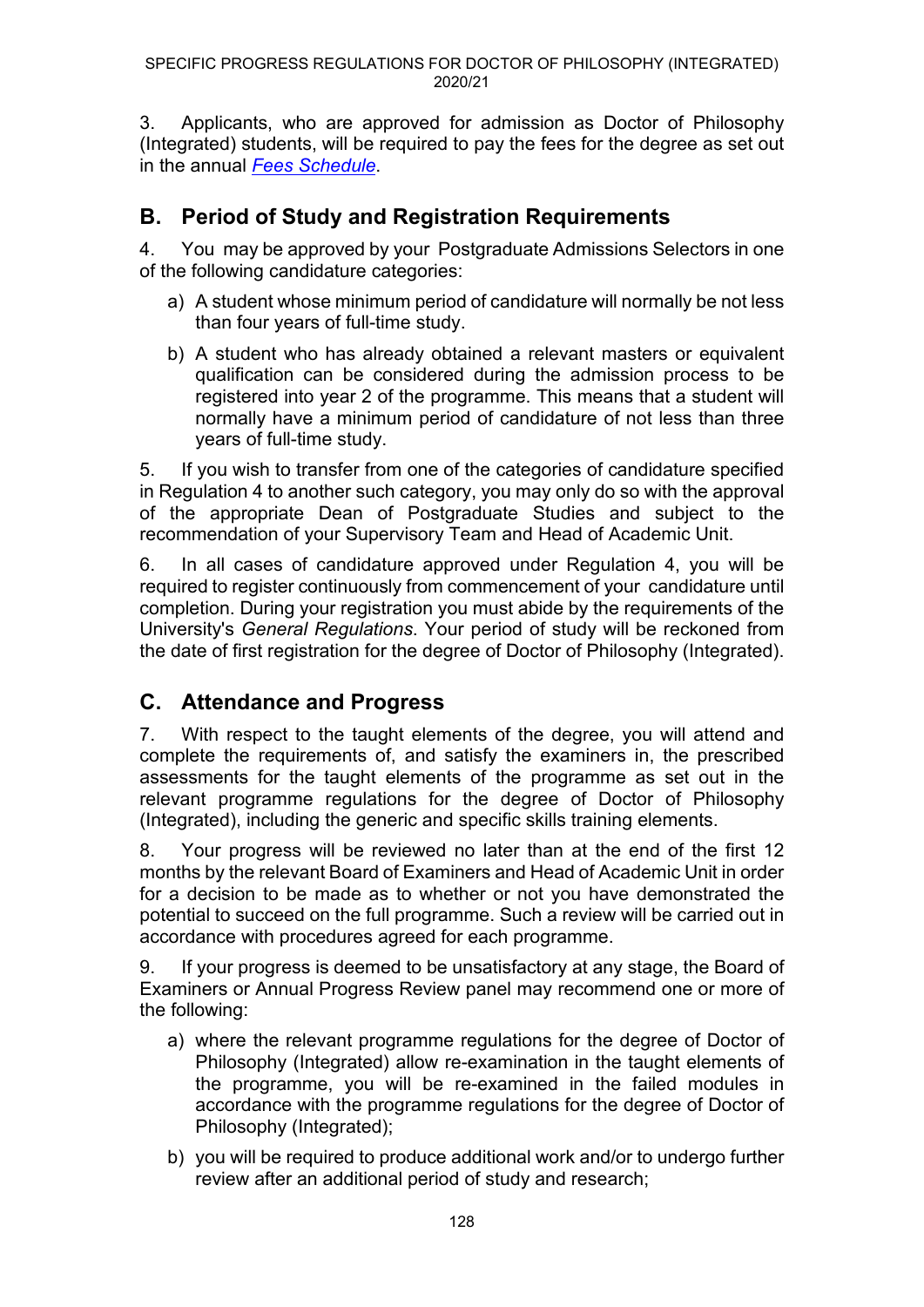3. Applicants, who are approved for admission as Doctor of Philosophy (Integrated) students, will be required to pay the fees for the degree as set out in the annual *Fees Schedule*.

## B. Period of Study and Registration Requirements

4. You may be approved by your Postgraduate Admissions Selectors in one of the following candidature categories:

a) A student whose minimum period of candidature will normally be not less than four years of full-time study.

b) A student who has already obtained a relevant masters or equivalent qualification can be considered during the admission process to be registered into year 2 of the programme. This means that a student will normally have a minimum period of candidature of not less than three years of full-time study.

5. If you wish to transfer from one of the categories of candidature specified in Regulation 4 to another such category, you may only do so with the approval of the appropriate Dean of Postgraduate Studies and subject to the recommendation of your Supervisory Team and Head of Academic Unit.

6. In all cases of candidature approved under Regulation 4, you will be required to register continuously from commencement of your candidature until completion. During your registration you must abide by the requirements of the University's *General Regulations*. Your period of study will be reckoned from the date of first registration for the degree of Doctor of Philosophy (Integrated).

## C. Attendance and Progress

7. With respect to the taught elements of the degree, you will attend and complete the requirements of, and satisfy the examiners in, the prescribed assessments for the taught elements of the programme as set out in the relevant programme regulations for the degree of Doctor of Philosophy (Integrated), including the generic and specific skills training elements.

8. Your progress will be reviewed no later than at the end of the first 12 months by the relevant Board of Examiners and Head of Academic Unit in order for a decision to be made as to whether or not you have demonstrated the potential to succeed on the full programme. Such a review will be carried out in accordance with procedures agreed for each programme.

9. If your progress is deemed to be unsatisfactory at any stage, the Board of Examiners or Annual Progress Review panel may recommend one or more of the following:

a) where the relevant programme regulations for the degree of Doctor of Philosophy (Integrated) allow re-examination in the taught elements of the programme, you will be re-examined in the failed modules in accordance with the programme regulations for the degree of Doctor of Philosophy (Integrated);

b) you will be required to produce additional work and/or to undergo further review after an additional period of study and research;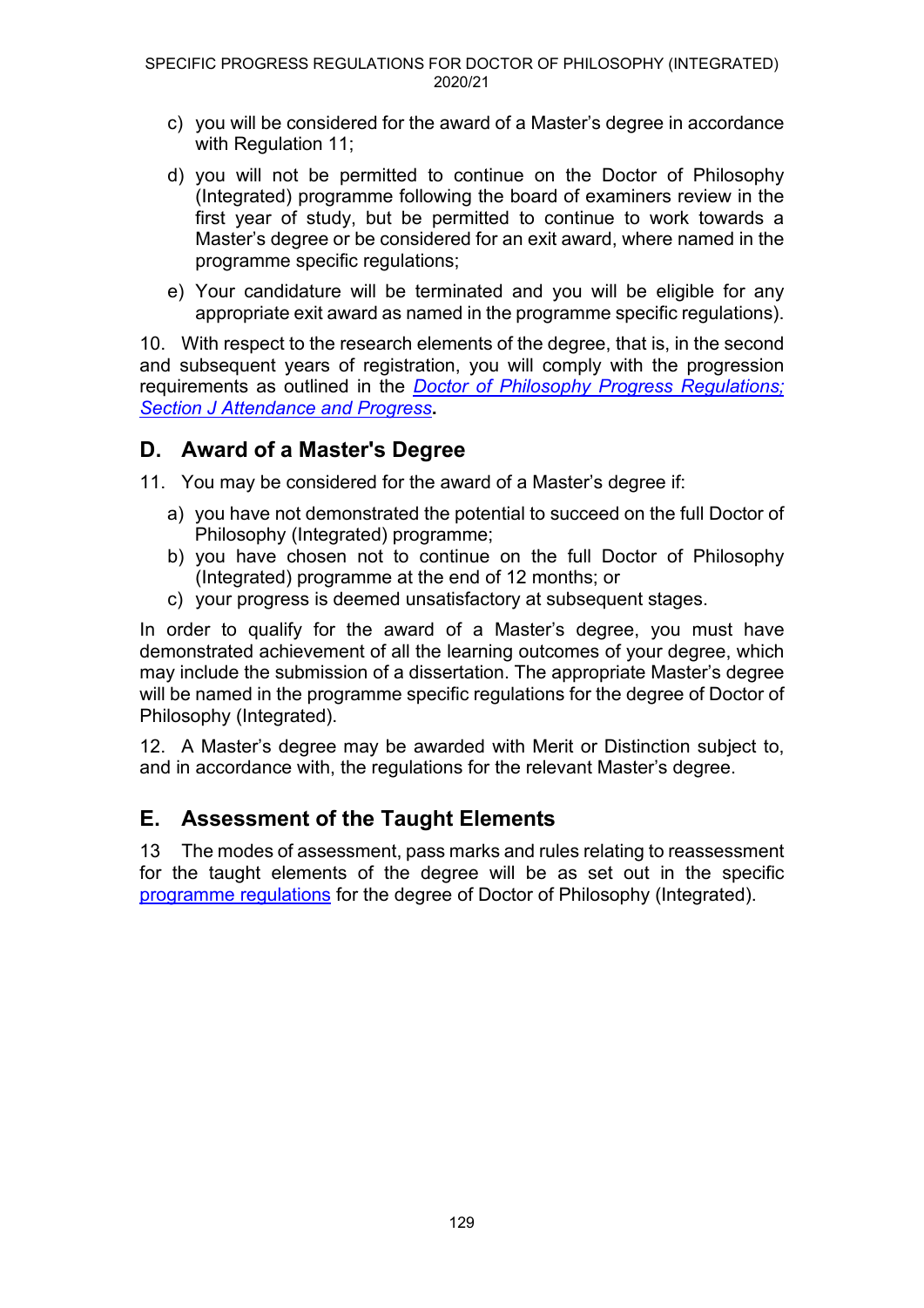c) you will be considered for the award of a Master's degree in accordance with Regulation 11;

d) you will not be permitted to continue on the Doctor of Philosophy (Integrated) programme following the board of examiners review in the first year of study, but be permitted to continue to work towards a Master's degree or be considered for an exit award, where named in the programme specific regulations;

e) Your candidature will be terminated and you will be eligible for any appropriate exit award as named in the programme specific regulations).

10. With respect to the research elements of the degree, that is, in the second and subsequent years of registration, you will comply with the progression requirements as outlined in the *Doctor of Philosophy Progress Regulations; Section J Attendance and Progress*.

## D. Award of a Master's Degree

11. You may be considered for the award of a Master's degree if:

a) you have not demonstrated the potential to succeed on the full Doctor of Philosophy (Integrated) programme;
b) you have chosen not to continue on the full Doctor of Philosophy (Integrated) programme at the end of 12 months; or
c) your progress is deemed unsatisfactory at subsequent stages.

In order to qualify for the award of a Master's degree, you must have demonstrated achievement of all the learning outcomes of your degree, which may include the submission of a dissertation. The appropriate Master's degree will be named in the programme specific regulations for the degree of Doctor of Philosophy (Integrated).

12. A Master's degree may be awarded with Merit or Distinction subject to, and in accordance with, the regulations for the relevant Master's degree.

## E. Assessment of the Taught Elements

13 The modes of assessment, pass marks and rules relating to reassessment for the taught elements of the degree will be as set out in the specific programme regulations for the degree of Doctor of Philosophy (Integrated).